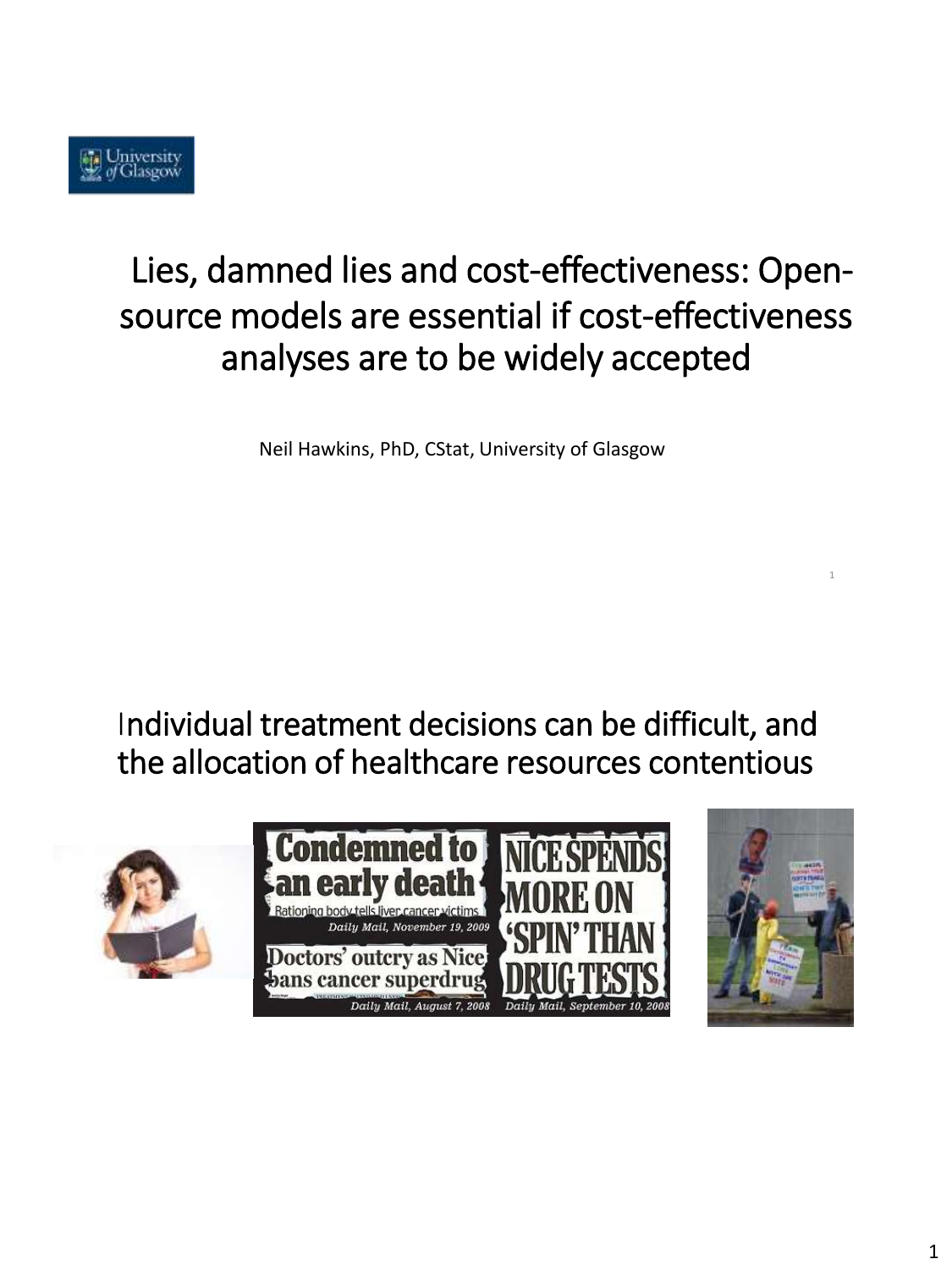# Lies, damned lies and cost-effectiveness: Open-source models are essential if cost-effectiveness analyses are to be widely accepted

Neil Hawkins, PhD, CStat, University of Glasgow

## Individual treatment decisions can be difficult, and the allocation of healthcare resources contentious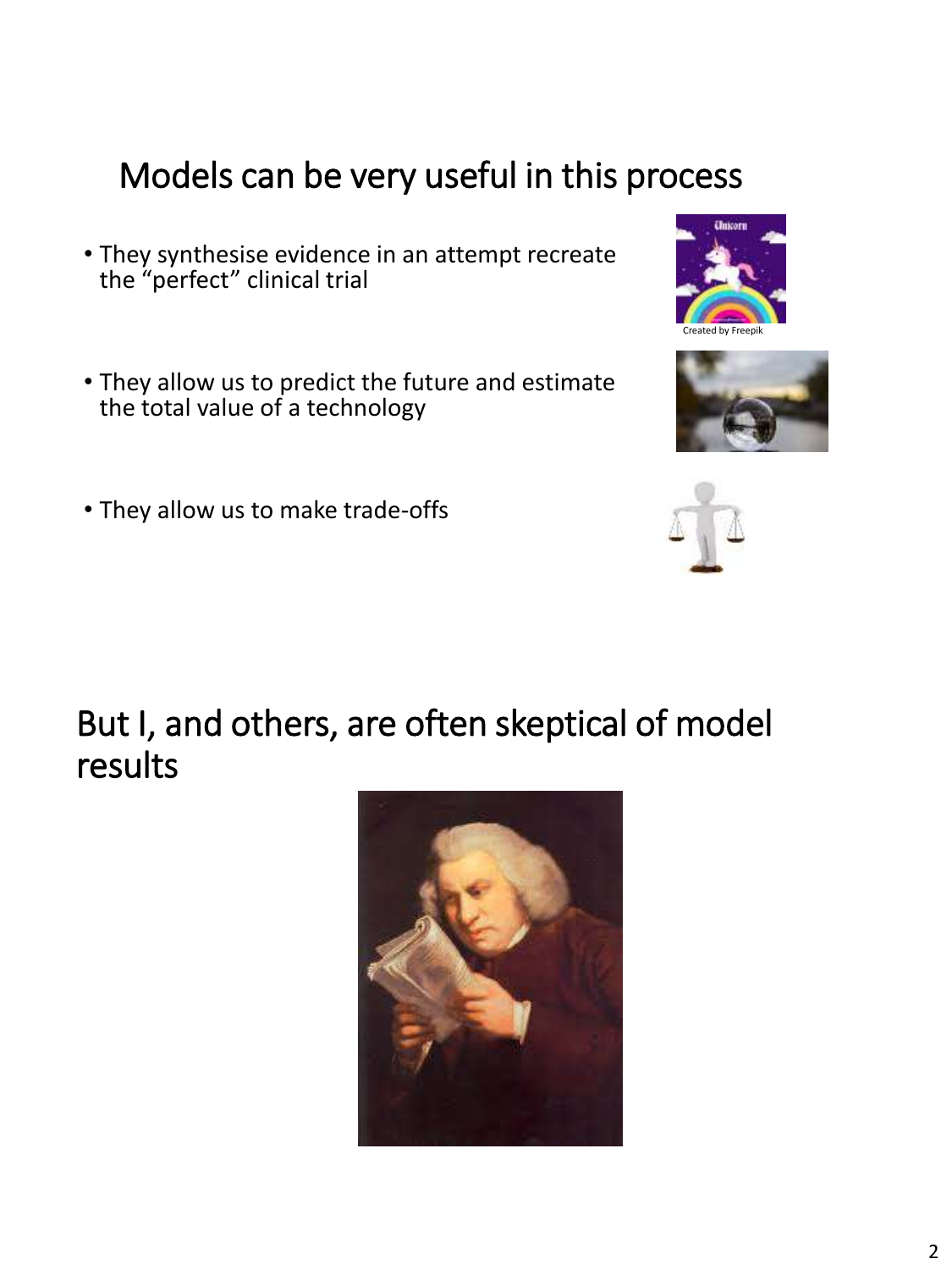## Models can be very useful in this process

- They synthesise evidence in an attempt recreate the "perfect" clinical trial
- They allow us to predict the future and estimate the total value of a technology
- They allow us to make trade-offs

Created by Freepik

## But I, and others, are often skeptical of model results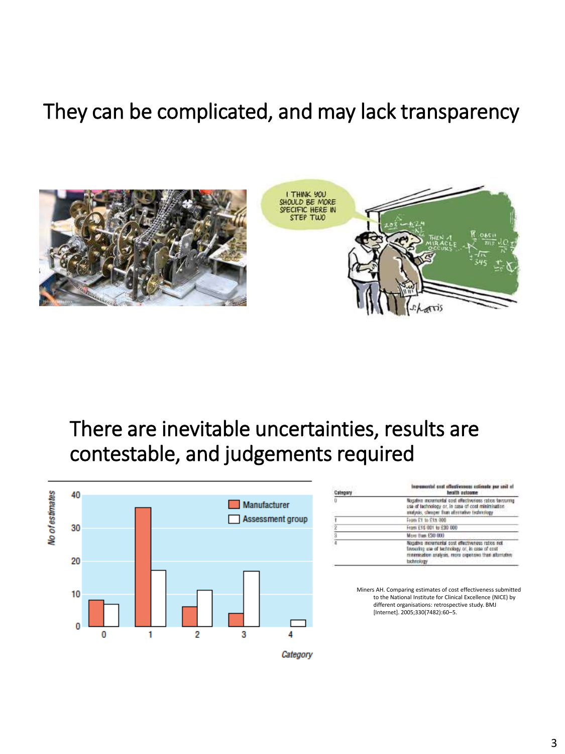# They can be complicated, and may lack transparency

# There are inevitable uncertainties, results are contestable, and judgements required

| Category | Incremental cost effectiveness estimate per unit of health outcome |
|---|---|
| 0 | Negative incremental cost effectiveness ratios favouring use of technology or, in case of cost minimisation analysis, cheaper than alternative technology |
| 1 | From £1 to £15 000 |
| 2 | From £15 001 to £30 000 |
| 3 | More than £30 000 |
| 4 | Negative incremental cost effectiveness ratios not favouring use of technology or, in case of cost minimisation analysis, more expensive than alternative technology |

Miners AH. Comparing estimates of cost effectiveness submitted to the National Institute for Clinical Excellence (NICE) by different organisations: retrospective study. BMJ [Internet]. 2005;330(7482):60–5.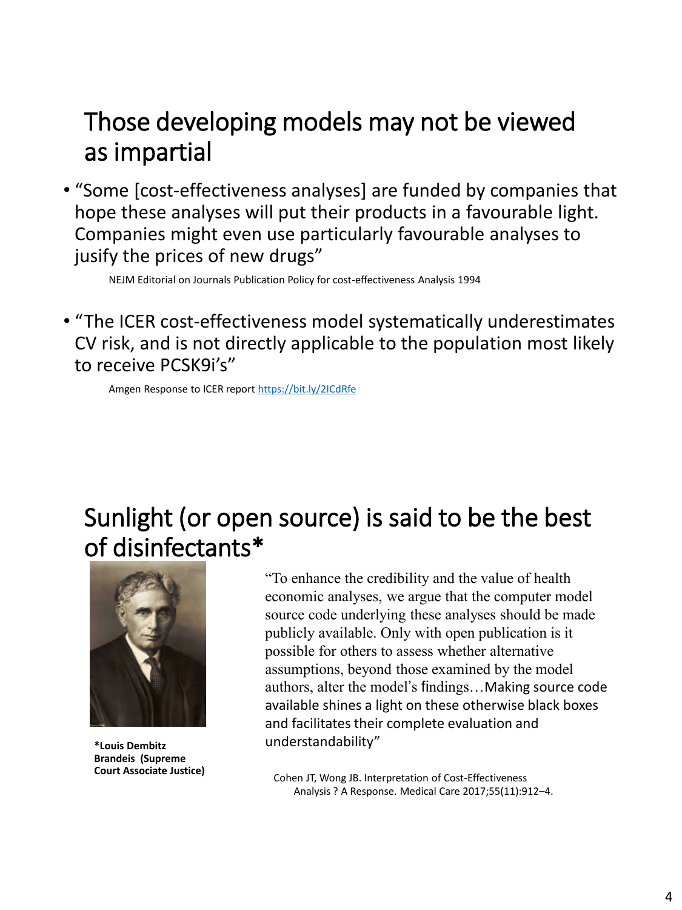## Those developing models may not be viewed as impartial

- "Some [cost-effectiveness analyses] are funded by companies that hope these analyses will put their products in a favourable light. Companies might even use particularly favourable analyses to jusify the prices of new drugs"

  NEJM Editorial on Journals Publication Policy for cost-effectiveness Analysis 1994

- "The ICER cost-effectiveness model systematically underestimates CV risk, and is not directly applicable to the population most likely to receive PCSK9i's"

  Amgen Response to ICER report https://bit.ly/2ICdRfe

## Sunlight (or open source) is said to be the best of disinfectants*

**\*Louis Dembitz Brandeis (Supreme Court Associate Justice)**

"To enhance the credibility and the value of health economic analyses, we argue that the computer model source code underlying these analyses should be made publicly available. Only with open publication is it possible for others to assess whether alternative assumptions, beyond those examined by the model authors, alter the model's findings…Making source code available shines a light on these otherwise black boxes and facilitates their complete evaluation and understandability"

Cohen JT, Wong JB. Interpretation of Cost-Effectiveness Analysis ? A Response. Medical Care 2017;55(11):912–4.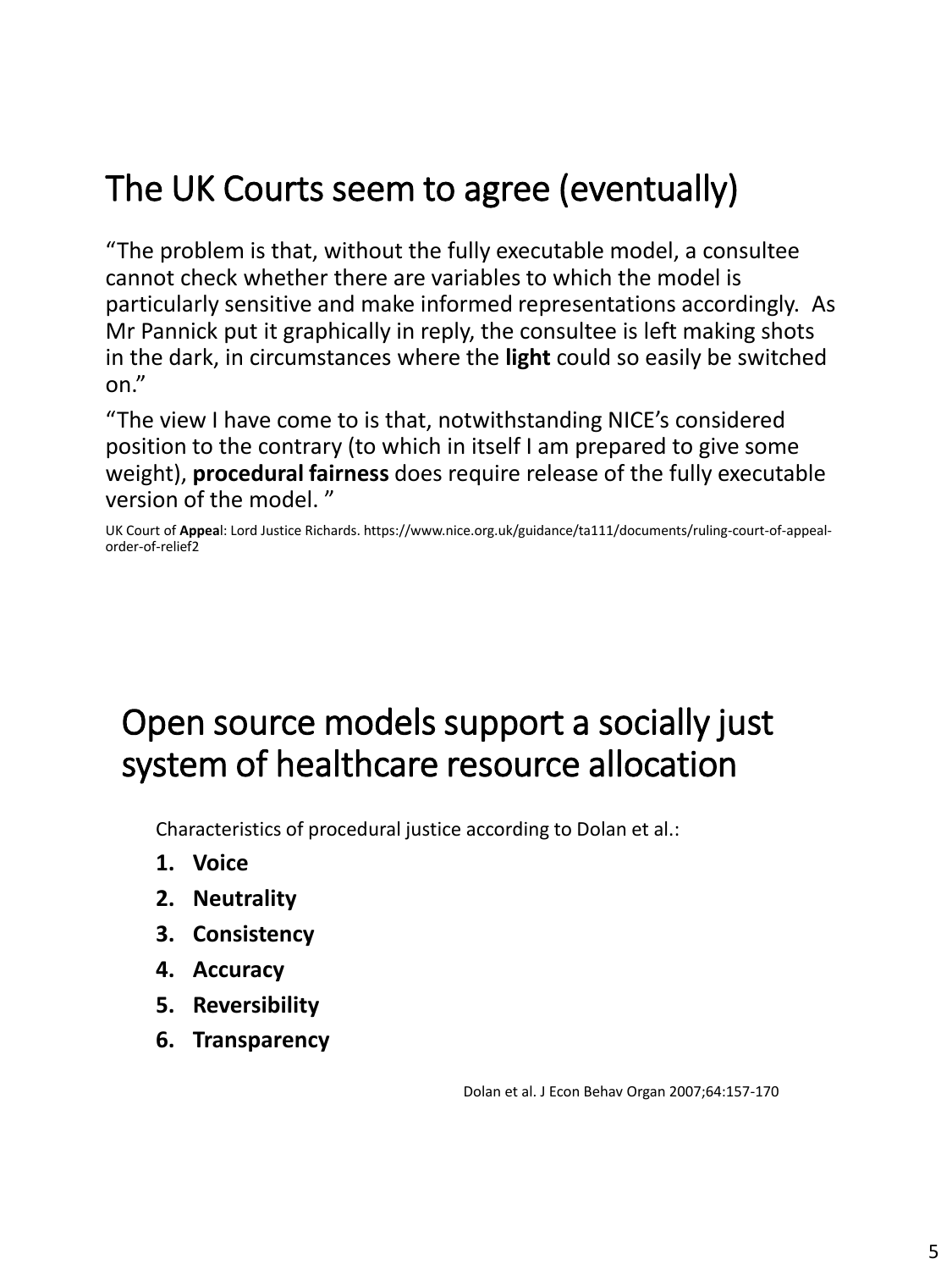## The UK Courts seem to agree (eventually)

"The problem is that, without the fully executable model, a consultee cannot check whether there are variables to which the model is particularly sensitive and make informed representations accordingly. As Mr Pannick put it graphically in reply, the consultee is left making shots in the dark, in circumstances where the **light** could so easily be switched on."

"The view I have come to is that, notwithstanding NICE's considered position to the contrary (to which in itself I am prepared to give some weight), **procedural fairness** does require release of the fully executable version of the model. "

UK Court of **Appea**l: Lord Justice Richards. https://www.nice.org.uk/guidance/ta111/documents/ruling-court-of-appeal-order-of-relief2

## Open source models support a socially just system of healthcare resource allocation

Characteristics of procedural justice according to Dolan et al.:

1. **Voice**
2. **Neutrality**
3. **Consistency**
4. **Accuracy**
5. **Reversibility**
6. **Transparency**

Dolan et al. J Econ Behav Organ 2007;64:157-170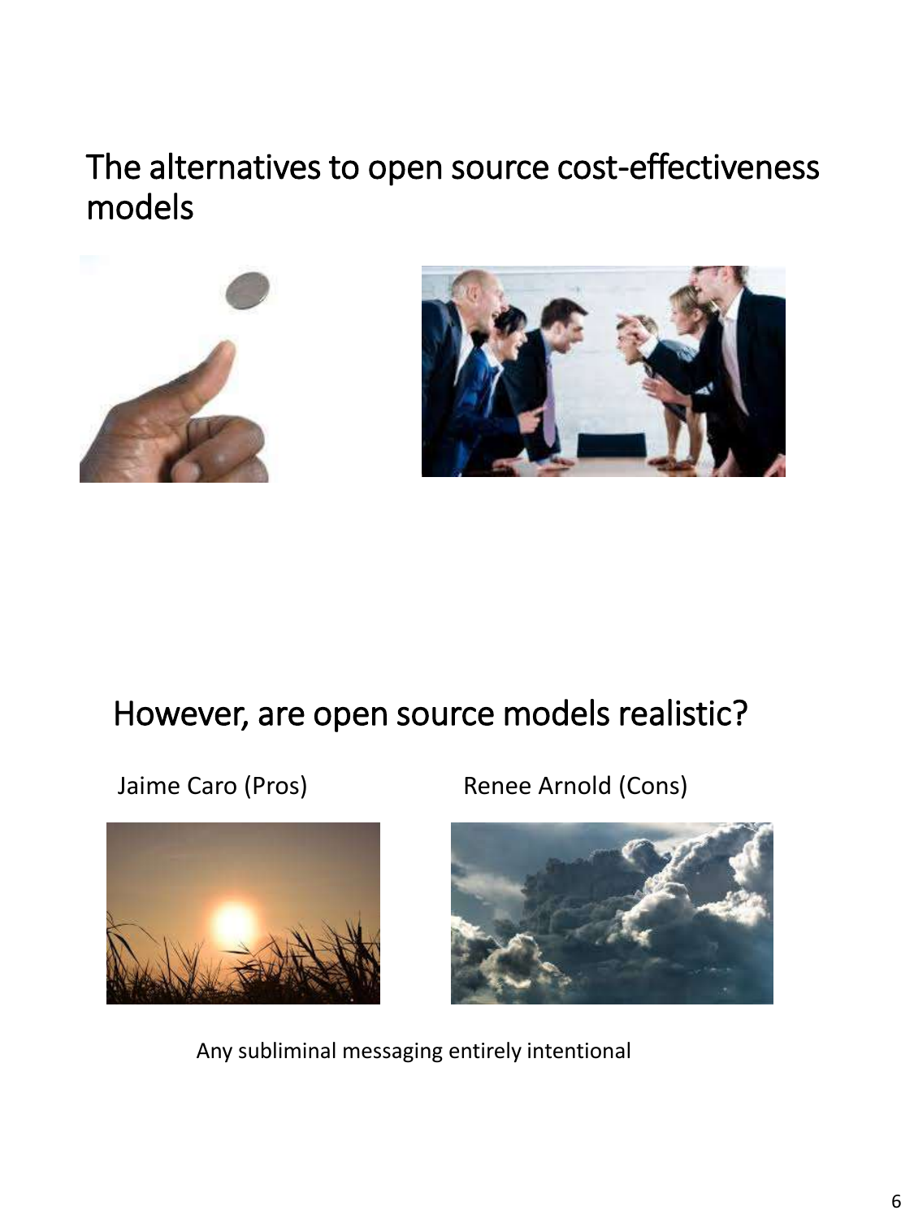## The alternatives to open source cost-effectiveness models

## However, are open source models realistic?

Jaime Caro (Pros)

Renee Arnold (Cons)

Any subliminal messaging entirely intentional